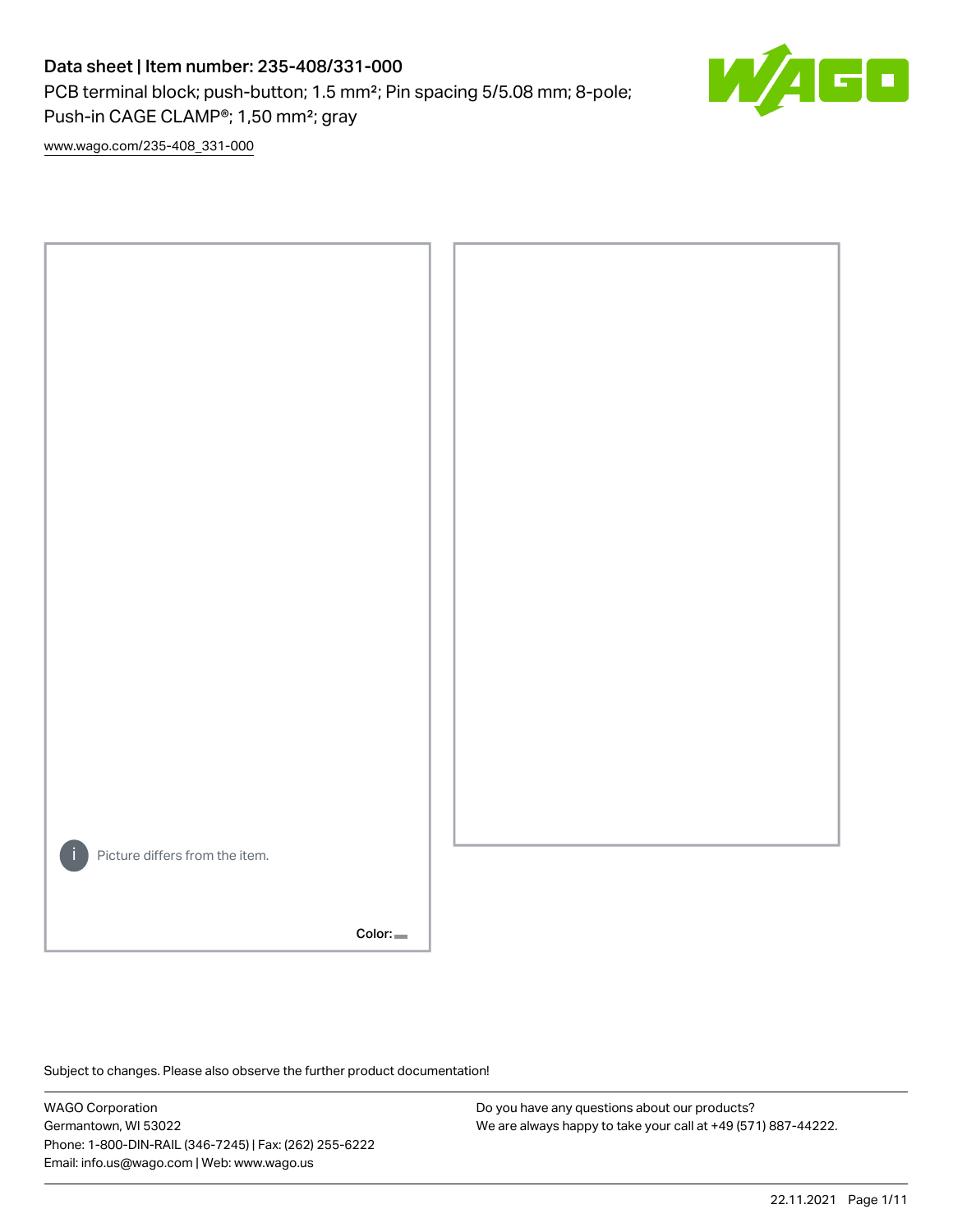# Data sheet | Item number: 235-408/331-000

PCB terminal block; push-button; 1.5 mm²; Pin spacing 5/5.08 mm; 8-pole; Push-in CAGE CLAMP®; 1,50 mm²; gray

www.wago.com/235-408_331-000

Picture differs from the item.

Color:

Subject to changes. Please also observe the further product documentation!

WAGO Corporation
Germantown, WI 53022
Phone: 1-800-DIN-RAIL (346-7245) | Fax: (262) 255-6222
Email: info.us@wago.com | Web: www.wago.us

Do you have any questions about our products?
We are always happy to take your call at +49 (571) 887-44222.

22.11.2021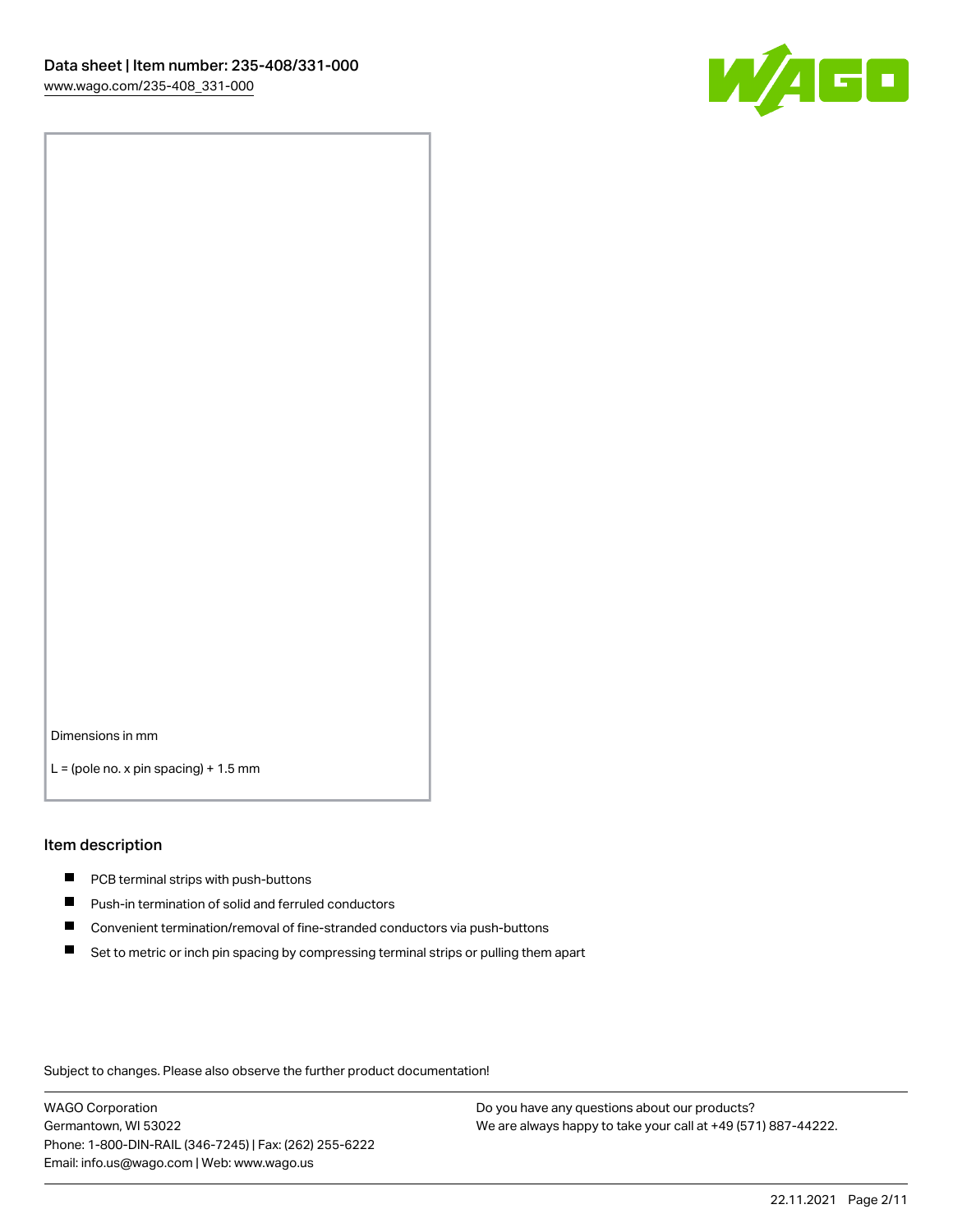Dimensions in mm

L = (pole no. x pin spacing) + 1.5 mm

## Item description

- PCB terminal strips with push-buttons
- Push-in termination of solid and ferruled conductors
- Convenient termination/removal of fine-stranded conductors via push-buttons
- Set to metric or inch pin spacing by compressing terminal strips or pulling them apart

Subject to changes. Please also observe the further product documentation!

WAGO Corporation
Germantown, WI 53022
Phone: 1-800-DIN-RAIL (346-7245) | Fax: (262) 255-6222
Email: info.us@wago.com | Web: www.wago.us

Do you have any questions about our products?
We are always happy to take your call at +49 (571) 887-44222.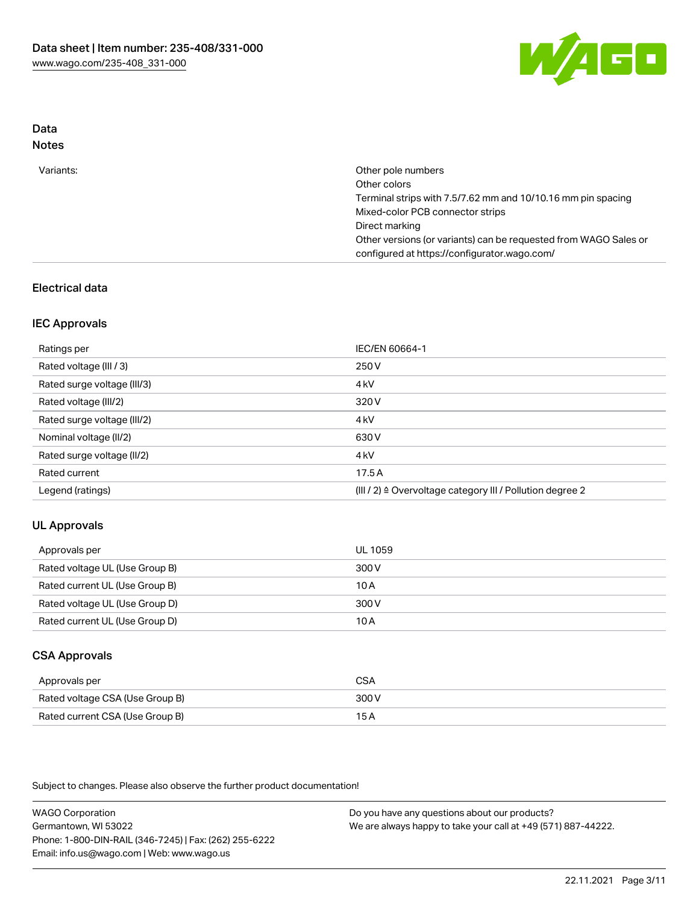## Data

### Notes

| | |
|---|---|
| Variants: | Other pole numbers<br>Other colors<br>Terminal strips with 7.5/7.62 mm and 10/10.16 mm pin spacing<br>Mixed-color PCB connector strips<br>Direct marking<br>Other versions (or variants) can be requested from WAGO Sales or configured at https://configurator.wago.com/ |

## Electrical data

### IEC Approvals

| | |
|---|---|
| Ratings per | IEC/EN 60664-1 |
| Rated voltage (III / 3) | 250 V |
| Rated surge voltage (III/3) | 4 kV |
| Rated voltage (III/2) | 320 V |
| Rated surge voltage (III/2) | 4 kV |
| Nominal voltage (II/2) | 630 V |
| Rated surge voltage (II/2) | 4 kV |
| Rated current | 17.5 A |
| Legend (ratings) | (III / 2) ≙ Overvoltage category III / Pollution degree 2 |

### UL Approvals

| | |
|---|---|
| Approvals per | UL 1059 |
| Rated voltage UL (Use Group B) | 300 V |
| Rated current UL (Use Group B) | 10 A |
| Rated voltage UL (Use Group D) | 300 V |
| Rated current UL (Use Group D) | 10 A |

### CSA Approvals

| | |
|---|---|
| Approvals per | CSA |
| Rated voltage CSA (Use Group B) | 300 V |
| Rated current CSA (Use Group B) | 15 A |

Subject to changes. Please also observe the further product documentation!

WAGO Corporation
Germantown, WI 53022
Phone: 1-800-DIN-RAIL (346-7245) | Fax: (262) 255-6222
Email: info.us@wago.com | Web: www.wago.us

Do you have any questions about our products?
We are always happy to take your call at +49 (571) 887-44222.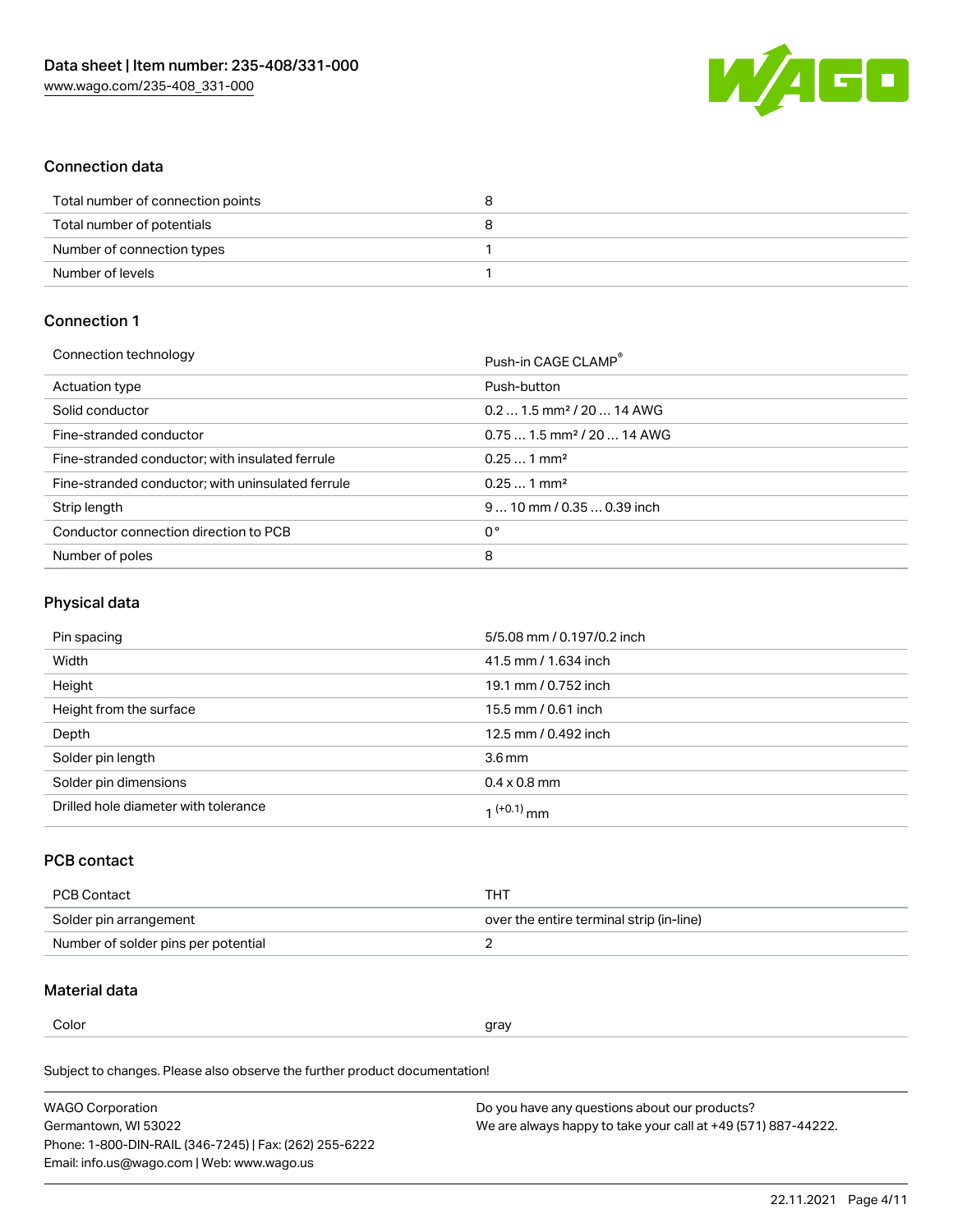## Connection data

| Total number of connection points | 8 |
| --- | --- |
| Total number of potentials | 8 |
| Number of connection types | 1 |
| Number of levels | 1 |

## Connection 1

| Connection technology | Push-in CAGE CLAMP® |
| --- | --- |
| Actuation type | Push-button |
| Solid conductor | 0.2 … 1.5 mm² / 20 … 14 AWG |
| Fine-stranded conductor | 0.75 … 1.5 mm² / 20 … 14 AWG |
| Fine-stranded conductor; with insulated ferrule | 0.25 … 1 mm² |
| Fine-stranded conductor; with uninsulated ferrule | 0.25 … 1 mm² |
| Strip length | 9 … 10 mm / 0.35 … 0.39 inch |
| Conductor connection direction to PCB | 0° |
| Number of poles | 8 |

## Physical data

| Pin spacing | 5/5.08 mm / 0.197/0.2 inch |
| --- | --- |
| Width | 41.5 mm / 1.634 inch |
| Height | 19.1 mm / 0.752 inch |
| Height from the surface | 15.5 mm / 0.61 inch |
| Depth | 12.5 mm / 0.492 inch |
| Solder pin length | 3.6 mm |
| Solder pin dimensions | 0.4 x 0.8 mm |
| Drilled hole diameter with tolerance | $1^{(+0.1)}$ mm |

## PCB contact

| PCB Contact | THT |
| --- | --- |
| Solder pin arrangement | over the entire terminal strip (in-line) |
| Number of solder pins per potential | 2 |

## Material data

| Color | gray |
| --- | --- |

Subject to changes. Please also observe the further product documentation!

WAGO Corporation
Germantown, WI 53022
Phone: 1-800-DIN-RAIL (346-7245) | Fax: (262) 255-6222
Email: info.us@wago.com | Web: www.wago.us

Do you have any questions about our products?
We are always happy to take your call at +49 (571) 887-44222.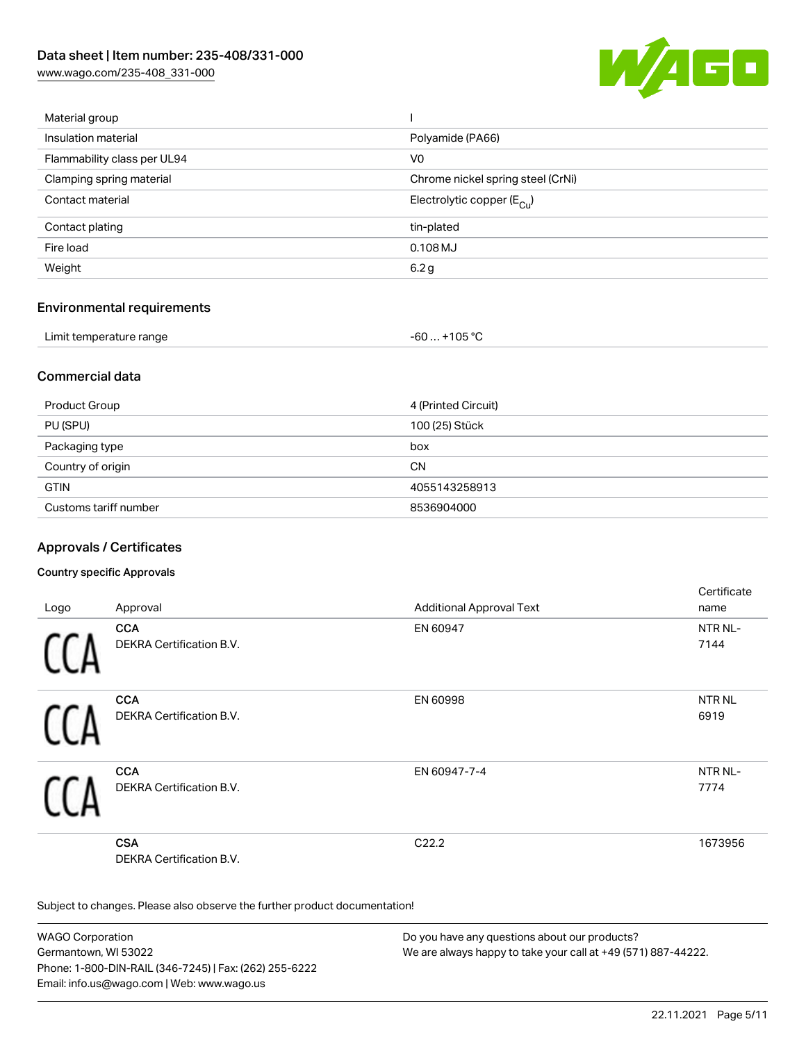| Material group | I |
| --- | --- |
| Insulation material | Polyamide (PA66) |
| Flammability class per UL94 | V0 |
| Clamping spring material | Chrome nickel spring steel (CrNi) |
| Contact material | Electrolytic copper ($E_{Cu}$) |
| Contact plating | tin-plated |
| Fire load | 0.108 MJ |
| Weight | 6.2 g |

## Environmental requirements

| Limit temperature range | -60 … +105 °C |
| --- | --- |

## Commercial data

| Product Group | 4 (Printed Circuit) |
| --- | --- |
| PU (SPU) | 100 (25) Stück |
| Packaging type | box |
| Country of origin | CN |
| GTIN | 4055143258913 |
| Customs tariff number | 8536904000 |

## Approvals / Certificates

### Country specific Approvals

| Logo | Approval | Additional Approval Text | Certificate name |
| --- | --- | --- | --- |
| CCA | **CCA** DEKRA Certification B.V. | EN 60947 | NTR NL-7144 |
| CCA | **CCA** DEKRA Certification B.V. | EN 60998 | NTR NL 6919 |
| CCA | **CCA** DEKRA Certification B.V. | EN 60947-7-4 | NTR NL-7774 |
| | **CSA** DEKRA Certification B.V. | C22.2 | 1673956 |

Subject to changes. Please also observe the further product documentation!

WAGO Corporation
Germantown, WI 53022
Phone: 1-800-DIN-RAIL (346-7245) | Fax: (262) 255-6222
Email: info.us@wago.com | Web: www.wago.us

Do you have any questions about our products?
We are always happy to take your call at +49 (571) 887-44222.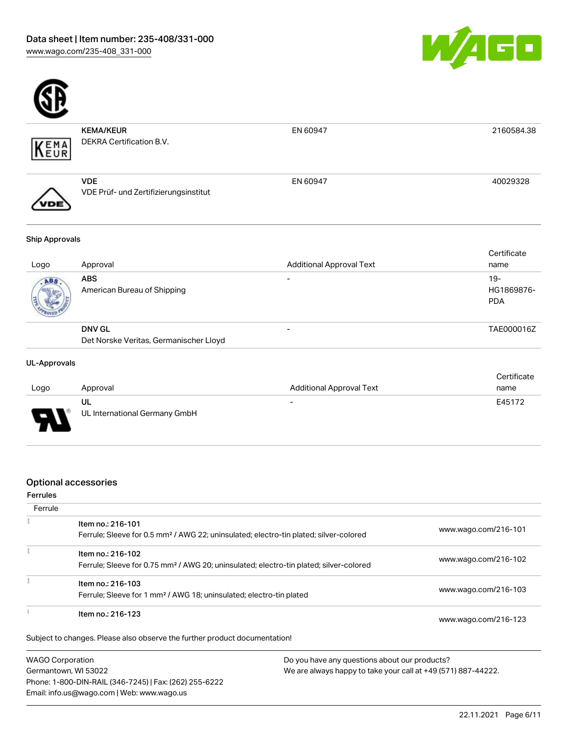| Logo | Approval | Standard | Certificate name |
|---|---|---|---|
| | **KEMA/KEUR**<br>DEKRA Certification B.V. | EN 60947 | 2160584.38 |
| | **VDE**<br>VDE Prüf- und Zertifizierungsinstitut | EN 60947 | 40029328 |

### Ship Approvals

| Logo | Approval | Additional Approval Text | Certificate name |
|---|---|---|---|
| | **ABS**<br>American Bureau of Shipping | - | 19-HG1869876-PDA |
| | **DNV GL**<br>Det Norske Veritas, Germanischer Lloyd | - | TAE000016Z |

### UL-Approvals

| Logo | Approval | Additional Approval Text | Certificate name |
|---|---|---|---|
| | **UL**<br>UL International Germany GmbH | - | E45172 |

## Optional accessories

### Ferrules

| Ferrule | | |
|---|---|---|
| | **Item no.: 216-101**<br>Ferrule; Sleeve for 0.5 mm² / AWG 22; uninsulated; electro-tin plated; silver-colored | www.wago.com/216-101 |
| | **Item no.: 216-102**<br>Ferrule; Sleeve for 0.75 mm² / AWG 20; uninsulated; electro-tin plated; silver-colored | www.wago.com/216-102 |
| | **Item no.: 216-103**<br>Ferrule; Sleeve for 1 mm² / AWG 18; uninsulated; electro-tin plated | www.wago.com/216-103 |
| | **Item no.: 216-123** | www.wago.com/216-123 |

Subject to changes. Please also observe the further product documentation!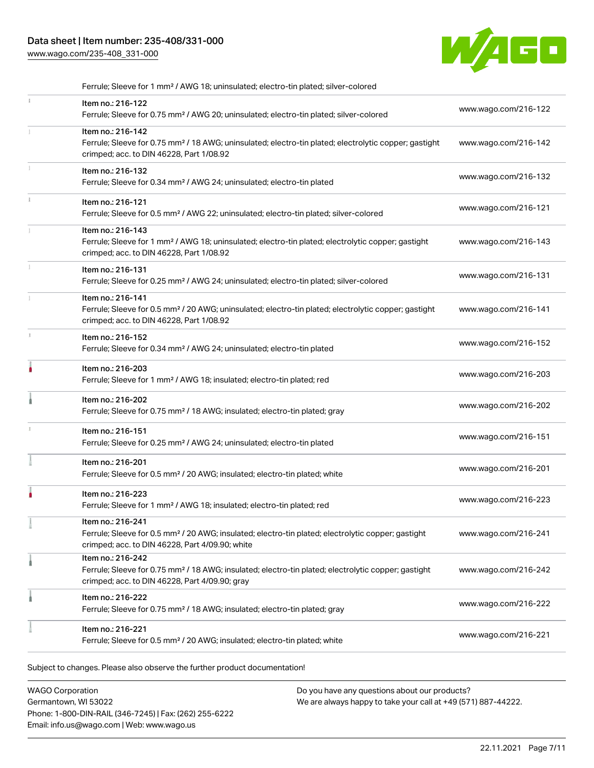Ferrule; Sleeve for 1 mm² / AWG 18; uninsulated; electro-tin plated; silver-colored

| Item | Link |
| --- | --- |
| Item no.: 216-122<br>Ferrule; Sleeve for 0.75 mm² / AWG 20; uninsulated; electro-tin plated; silver-colored | www.wago.com/216-122 |
| Item no.: 216-142<br>Ferrule; Sleeve for 0.75 mm² / 18 AWG; uninsulated; electro-tin plated; electrolytic copper; gastight crimped; acc. to DIN 46228, Part 1/08.92 | www.wago.com/216-142 |
| Item no.: 216-132<br>Ferrule; Sleeve for 0.34 mm² / AWG 24; uninsulated; electro-tin plated | www.wago.com/216-132 |
| Item no.: 216-121<br>Ferrule; Sleeve for 0.5 mm² / AWG 22; uninsulated; electro-tin plated; silver-colored | www.wago.com/216-121 |
| Item no.: 216-143<br>Ferrule; Sleeve for 1 mm² / AWG 18; uninsulated; electro-tin plated; electrolytic copper; gastight crimped; acc. to DIN 46228, Part 1/08.92 | www.wago.com/216-143 |
| Item no.: 216-131<br>Ferrule; Sleeve for 0.25 mm² / AWG 24; uninsulated; electro-tin plated; silver-colored | www.wago.com/216-131 |
| Item no.: 216-141<br>Ferrule; Sleeve for 0.5 mm² / 20 AWG; uninsulated; electro-tin plated; electrolytic copper; gastight crimped; acc. to DIN 46228, Part 1/08.92 | www.wago.com/216-141 |
| Item no.: 216-152<br>Ferrule; Sleeve for 0.34 mm² / AWG 24; uninsulated; electro-tin plated | www.wago.com/216-152 |
| Item no.: 216-203<br>Ferrule; Sleeve for 1 mm² / AWG 18; insulated; electro-tin plated; red | www.wago.com/216-203 |
| Item no.: 216-202<br>Ferrule; Sleeve for 0.75 mm² / 18 AWG; insulated; electro-tin plated; gray | www.wago.com/216-202 |
| Item no.: 216-151<br>Ferrule; Sleeve for 0.25 mm² / AWG 24; uninsulated; electro-tin plated | www.wago.com/216-151 |
| Item no.: 216-201<br>Ferrule; Sleeve for 0.5 mm² / 20 AWG; insulated; electro-tin plated; white | www.wago.com/216-201 |
| Item no.: 216-223<br>Ferrule; Sleeve for 1 mm² / AWG 18; insulated; electro-tin plated; red | www.wago.com/216-223 |
| Item no.: 216-241<br>Ferrule; Sleeve for 0.5 mm² / 20 AWG; insulated; electro-tin plated; electrolytic copper; gastight crimped; acc. to DIN 46228, Part 4/09.90; white | www.wago.com/216-241 |
| Item no.: 216-242<br>Ferrule; Sleeve for 0.75 mm² / 18 AWG; insulated; electro-tin plated; electrolytic copper; gastight crimped; acc. to DIN 46228, Part 4/09.90; gray | www.wago.com/216-242 |
| Item no.: 216-222<br>Ferrule; Sleeve for 0.75 mm² / 18 AWG; insulated; electro-tin plated; gray | www.wago.com/216-222 |
| Item no.: 216-221<br>Ferrule; Sleeve for 0.5 mm² / 20 AWG; insulated; electro-tin plated; white | www.wago.com/216-221 |

Subject to changes. Please also observe the further product documentation!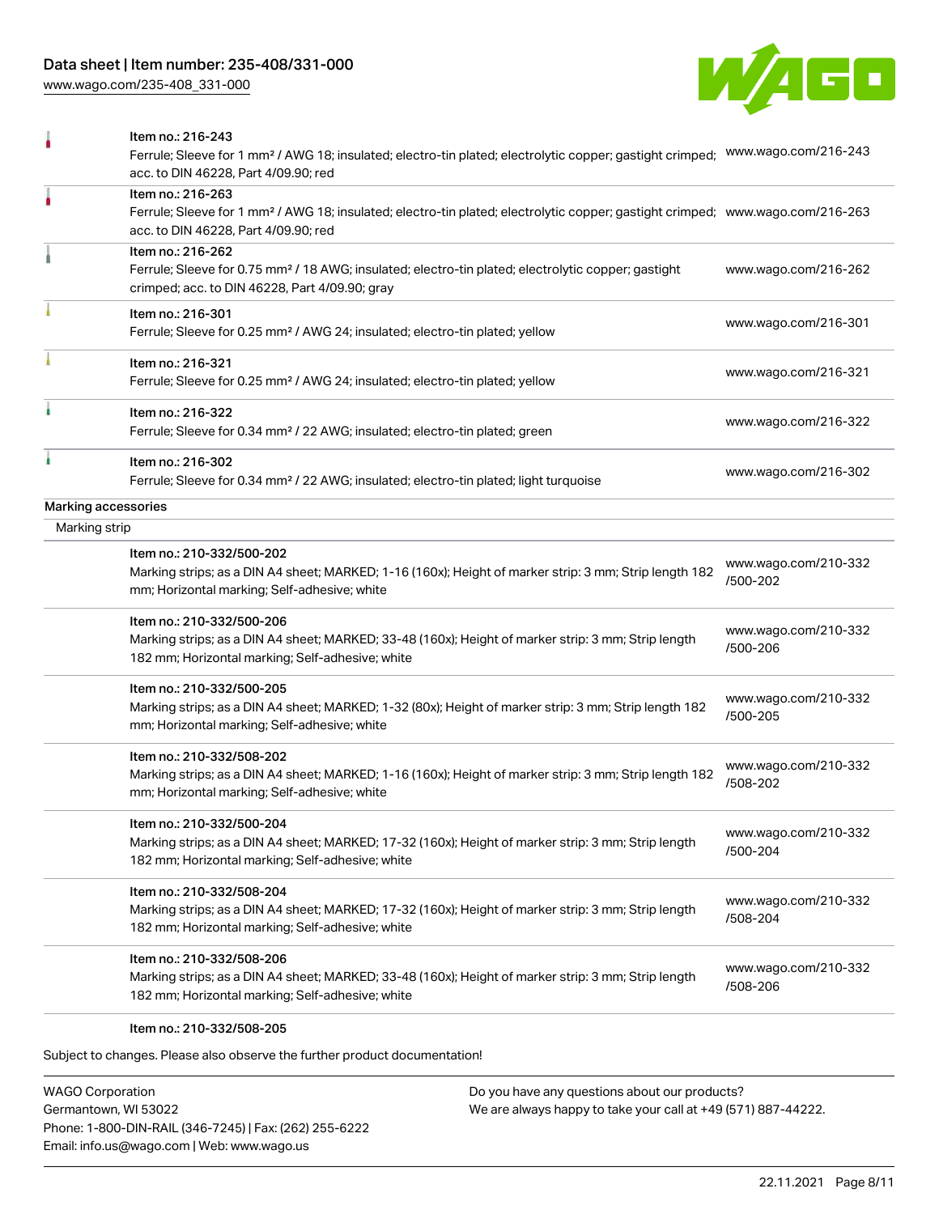| | | |
|---|---|---|
| | Item no.: 216-243<br>Ferrule; Sleeve for 1 mm² / AWG 18; insulated; electro-tin plated; electrolytic copper; gastight crimped; acc. to DIN 46228, Part 4/09.90; red | www.wago.com/216-243 |
| | Item no.: 216-263<br>Ferrule; Sleeve for 1 mm² / AWG 18; insulated; electro-tin plated; electrolytic copper; gastight crimped; acc. to DIN 46228, Part 4/09.90; red | www.wago.com/216-263 |
| | Item no.: 216-262<br>Ferrule; Sleeve for 0.75 mm² / 18 AWG; insulated; electro-tin plated; electrolytic copper; gastight crimped; acc. to DIN 46228, Part 4/09.90; gray | www.wago.com/216-262 |
| | Item no.: 216-301<br>Ferrule; Sleeve for 0.25 mm² / AWG 24; insulated; electro-tin plated; yellow | www.wago.com/216-301 |
| | Item no.: 216-321<br>Ferrule; Sleeve for 0.25 mm² / AWG 24; insulated; electro-tin plated; yellow | www.wago.com/216-321 |
| | Item no.: 216-322<br>Ferrule; Sleeve for 0.34 mm² / 22 AWG; insulated; electro-tin plated; green | www.wago.com/216-322 |
| | Item no.: 216-302<br>Ferrule; Sleeve for 0.34 mm² / 22 AWG; insulated; electro-tin plated; light turquoise | www.wago.com/216-302 |

Marking accessories

Marking strip

| | | |
|---|---|---|
| | Item no.: 210-332/500-202<br>Marking strips; as a DIN A4 sheet; MARKED; 1-16 (160x); Height of marker strip: 3 mm; Strip length 182 mm; Horizontal marking; Self-adhesive; white | www.wago.com/210-332/500-202 |
| | Item no.: 210-332/500-206<br>Marking strips; as a DIN A4 sheet; MARKED; 33-48 (160x); Height of marker strip: 3 mm; Strip length 182 mm; Horizontal marking; Self-adhesive; white | www.wago.com/210-332/500-206 |
| | Item no.: 210-332/500-205<br>Marking strips; as a DIN A4 sheet; MARKED; 1-32 (80x); Height of marker strip: 3 mm; Strip length 182 mm; Horizontal marking; Self-adhesive; white | www.wago.com/210-332/500-205 |
| | Item no.: 210-332/508-202<br>Marking strips; as a DIN A4 sheet; MARKED; 1-16 (160x); Height of marker strip: 3 mm; Strip length 182 mm; Horizontal marking; Self-adhesive; white | www.wago.com/210-332/508-202 |
| | Item no.: 210-332/500-204<br>Marking strips; as a DIN A4 sheet; MARKED; 17-32 (160x); Height of marker strip: 3 mm; Strip length 182 mm; Horizontal marking; Self-adhesive; white | www.wago.com/210-332/500-204 |
| | Item no.: 210-332/508-204<br>Marking strips; as a DIN A4 sheet; MARKED; 17-32 (160x); Height of marker strip: 3 mm; Strip length 182 mm; Horizontal marking; Self-adhesive; white | www.wago.com/210-332/508-204 |
| | Item no.: 210-332/508-206<br>Marking strips; as a DIN A4 sheet; MARKED; 33-48 (160x); Height of marker strip: 3 mm; Strip length 182 mm; Horizontal marking; Self-adhesive; white | www.wago.com/210-332/508-206 |
| | Item no.: 210-332/508-205 | |

Subject to changes. Please also observe the further product documentation!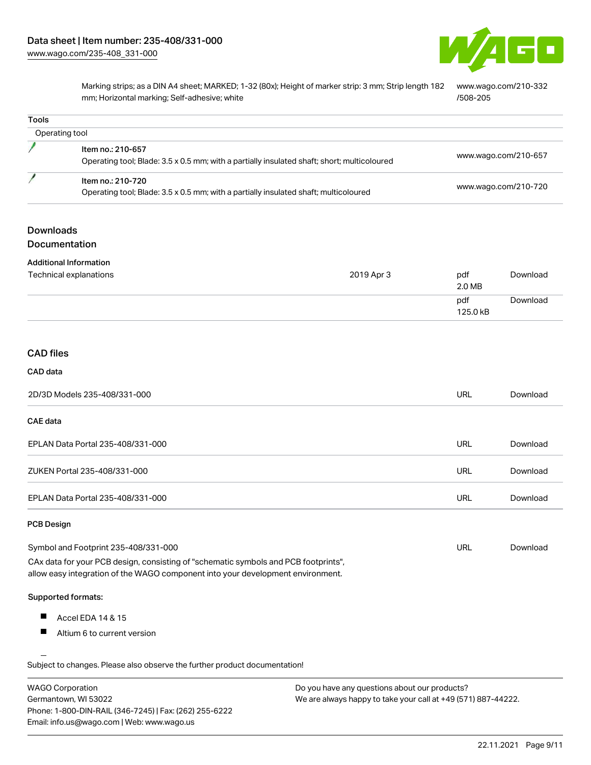| | |
|---|---|
| Marking strips; as a DIN A4 sheet; MARKED; 1-32 (80x); Height of marker strip: 3 mm; Strip length 182 mm; Horizontal marking; Self-adhesive; white | www.wago.com/210-332/508-205 |

### Tools

Operating tool

| Item | Link |
|---|---|
| Item no.: 210-657<br>Operating tool; Blade: 3.5 x 0.5 mm; with a partially insulated shaft; short; multicoloured | www.wago.com/210-657 |
| Item no.: 210-720<br>Operating tool; Blade: 3.5 x 0.5 mm; with a partially insulated shaft; multicoloured | www.wago.com/210-720 |

## Downloads

## Documentation

### Additional Information

| | | | |
|---|---|---|---|
| Technical explanations | 2019 Apr 3 | pdf<br>2.0 MB | Download |
| | | pdf<br>125.0 kB | Download |

## CAD files

### CAD data

| | | |
|---|---|---|
| 2D/3D Models 235-408/331-000 | URL | Download |

### CAE data

| | | |
|---|---|---|
| EPLAN Data Portal 235-408/331-000 | URL | Download |
| ZUKEN Portal 235-408/331-000 | URL | Download |
| EPLAN Data Portal 235-408/331-000 | URL | Download |

### PCB Design

| | | |
|---|---|---|
| Symbol and Footprint 235-408/331-000 | URL | Download |

CAx data for your PCB design, consisting of "schematic symbols and PCB footprints", allow easy integration of the WAGO component into your development environment.

**Supported formats:**

- Accel EDA 14 & 15
- Altium 6 to current version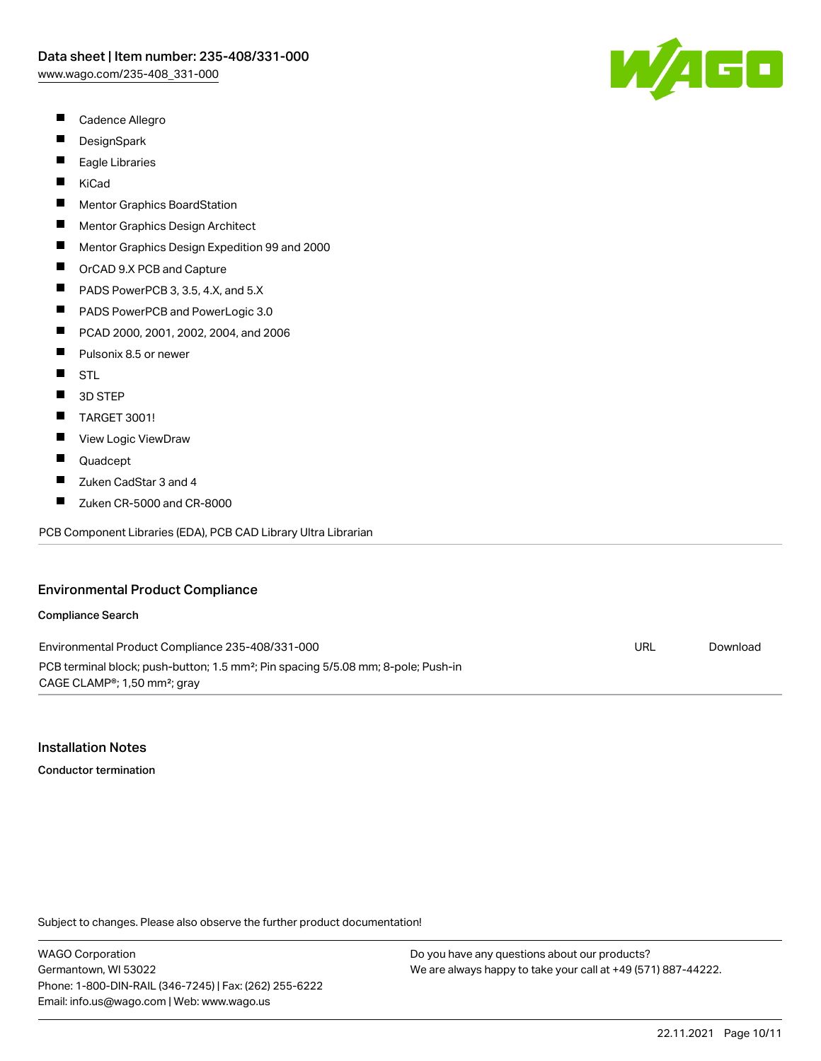- Cadence Allegro
- DesignSpark
- Eagle Libraries
- KiCad
- Mentor Graphics BoardStation
- Mentor Graphics Design Architect
- Mentor Graphics Design Expedition 99 and 2000
- OrCAD 9.X PCB and Capture
- PADS PowerPCB 3, 3.5, 4.X, and 5.X
- PADS PowerPCB and PowerLogic 3.0
- PCAD 2000, 2001, 2002, 2004, and 2006
- Pulsonix 8.5 or newer
- STL
- 3D STEP
- TARGET 3001!
- View Logic ViewDraw
- Quadcept
- Zuken CadStar 3 and 4
- Zuken CR-5000 and CR-8000

PCB Component Libraries (EDA), PCB CAD Library Ultra Librarian

## Environmental Product Compliance

### Compliance Search

| | | |
|---|---|---|
| Environmental Product Compliance 235-408/331-000 | URL | Download |
| PCB terminal block; push-button; 1.5 mm²; Pin spacing 5/5.08 mm; 8-pole; Push-in CAGE CLAMP®; 1,50 mm²; gray | | |

## Installation Notes

### Conductor termination

Subject to changes. Please also observe the further product documentation!

WAGO Corporation
Germantown, WI 53022
Phone: 1-800-DIN-RAIL (346-7245) | Fax: (262) 255-6222
Email: info.us@wago.com | Web: www.wago.us

Do you have any questions about our products?
We are always happy to take your call at +49 (571) 887-44222.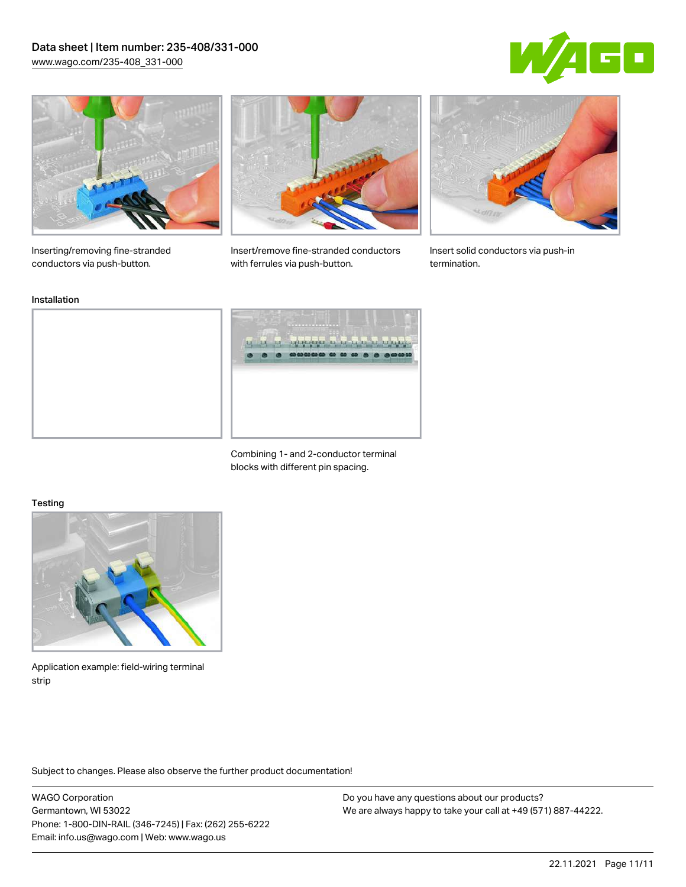Inserting/removing fine-stranded conductors via push-button.

Insert/remove fine-stranded conductors with ferrules via push-button.

Insert solid conductors via push-in termination.

Installation

Combining 1- and 2-conductor terminal blocks with different pin spacing.

Testing

Application example: field-wiring terminal strip

Subject to changes. Please also observe the further product documentation!

WAGO Corporation
Germantown, WI 53022
Phone: 1-800-DIN-RAIL (346-7245) | Fax: (262) 255-6222
Email: info.us@wago.com | Web: www.wago.us

Do you have any questions about our products?
We are always happy to take your call at +49 (571) 887-44222.